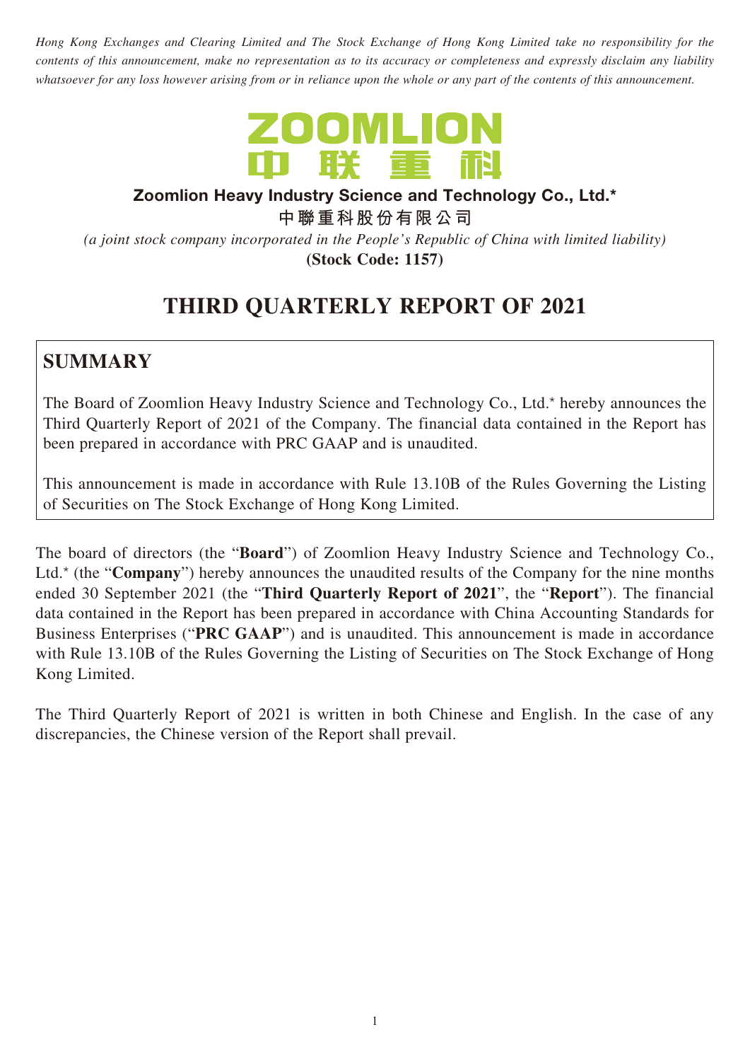*Hong Kong Exchanges and Clearing Limited and The Stock Exchange of Hong Kong Limited take no responsibility for the contents of this announcement, make no representation as to its accuracy or completeness and expressly disclaim any liability whatsoever for any loss however arising from or in reliance upon the whole or any part of the contents of this announcement.*

ZOOMLION
中联重科

**Zoomlion Heavy Industry Science and Technology Co., Ltd.***

**中聯重科股份有限公司**

*(a joint stock company incorporated in the People's Republic of China with limited liability)*

**(Stock Code: 1157)**

# THIRD QUARTERLY REPORT OF 2021

## SUMMARY

The Board of Zoomlion Heavy Industry Science and Technology Co., Ltd.* hereby announces the Third Quarterly Report of 2021 of the Company. The financial data contained in the Report has been prepared in accordance with PRC GAAP and is unaudited.

This announcement is made in accordance with Rule 13.10B of the Rules Governing the Listing of Securities on The Stock Exchange of Hong Kong Limited.

The board of directors (the "**Board**") of Zoomlion Heavy Industry Science and Technology Co., Ltd.* (the "**Company**") hereby announces the unaudited results of the Company for the nine months ended 30 September 2021 (the "**Third Quarterly Report of 2021**", the "**Report**"). The financial data contained in the Report has been prepared in accordance with China Accounting Standards for Business Enterprises ("**PRC GAAP**") and is unaudited. This announcement is made in accordance with Rule 13.10B of the Rules Governing the Listing of Securities on The Stock Exchange of Hong Kong Limited.

The Third Quarterly Report of 2021 is written in both Chinese and English. In the case of any discrepancies, the Chinese version of the Report shall prevail.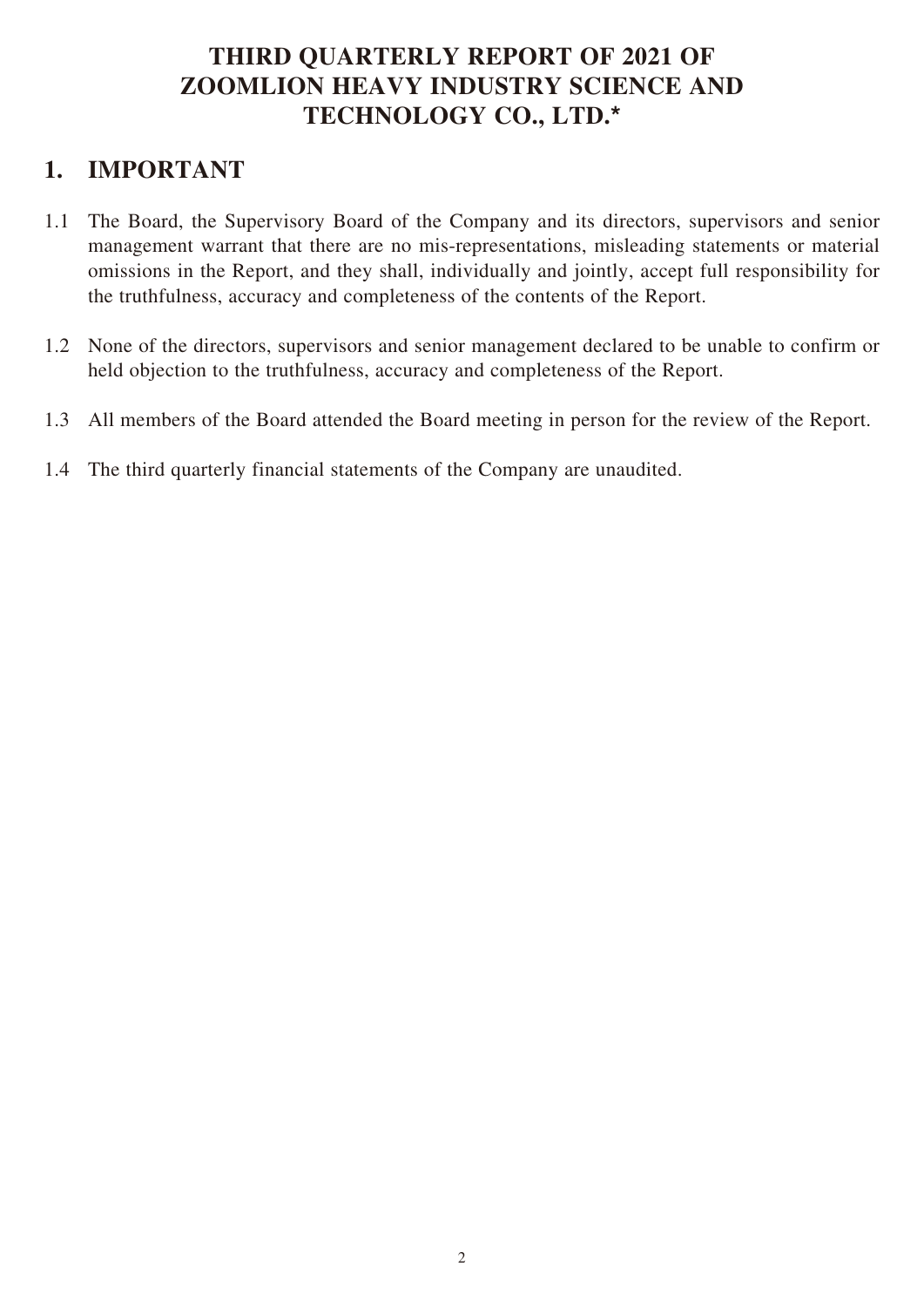# THIRD QUARTERLY REPORT OF 2021 OF ZOOMLION HEAVY INDUSTRY SCIENCE AND TECHNOLOGY CO., LTD.*

## 1. IMPORTANT

1.1 The Board, the Supervisory Board of the Company and its directors, supervisors and senior management warrant that there are no mis-representations, misleading statements or material omissions in the Report, and they shall, individually and jointly, accept full responsibility for the truthfulness, accuracy and completeness of the contents of the Report.

1.2 None of the directors, supervisors and senior management declared to be unable to confirm or held objection to the truthfulness, accuracy and completeness of the Report.

1.3 All members of the Board attended the Board meeting in person for the review of the Report.

1.4 The third quarterly financial statements of the Company are unaudited.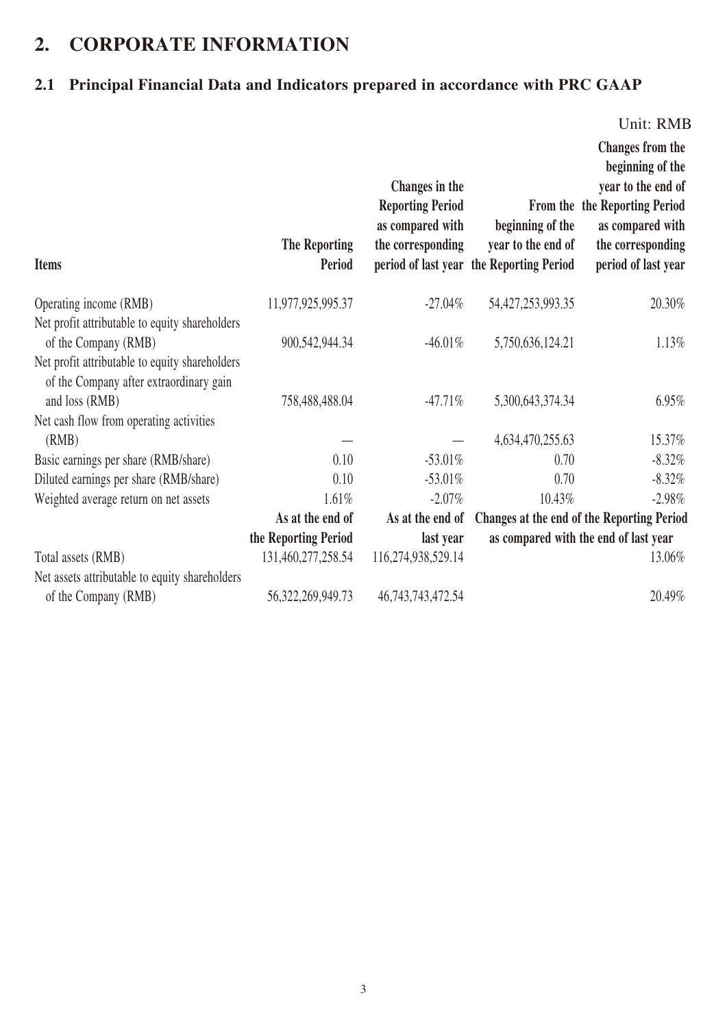# 2. CORPORATE INFORMATION

## 2.1 Principal Financial Data and Indicators prepared in accordance with PRC GAAP

Unit: RMB

| Items | The Reporting Period | Changes in the Reporting Period as compared with the corresponding period of last year | From the beginning of the year to the end of the Reporting Period | Changes from the beginning of the year to the end of the Reporting Period as compared with the corresponding period of last year |
|---|---|---|---|---|
| Operating income (RMB) | 11,977,925,995.37 | -27.04% | 54,427,253,993.35 | 20.30% |
| Net profit attributable to equity shareholders of the Company (RMB) | 900,542,944.34 | -46.01% | 5,750,636,124.21 | 1.13% |
| Net profit attributable to equity shareholders of the Company after extraordinary gain and loss (RMB) | 758,488,488.04 | -47.71% | 5,300,643,374.34 | 6.95% |
| Net cash flow from operating activities (RMB) | — | — | 4,634,470,255.63 | 15.37% |
| Basic earnings per share (RMB/share) | 0.10 | -53.01% | 0.70 | -8.32% |
| Diluted earnings per share (RMB/share) | 0.10 | -53.01% | 0.70 | -8.32% |
| Weighted average return on net assets | 1.61% | -2.07% | 10.43% | -2.98% |
| | **As at the end of the Reporting Period** | **As at the end of last year** | **Changes at the end of the Reporting Period as compared with the end of last year** | |
| Total assets (RMB) | 131,460,277,258.54 | 116,274,938,529.14 | | 13.06% |
| Net assets attributable to equity shareholders of the Company (RMB) | 56,322,269,949.73 | 46,743,743,472.54 | | 20.49% |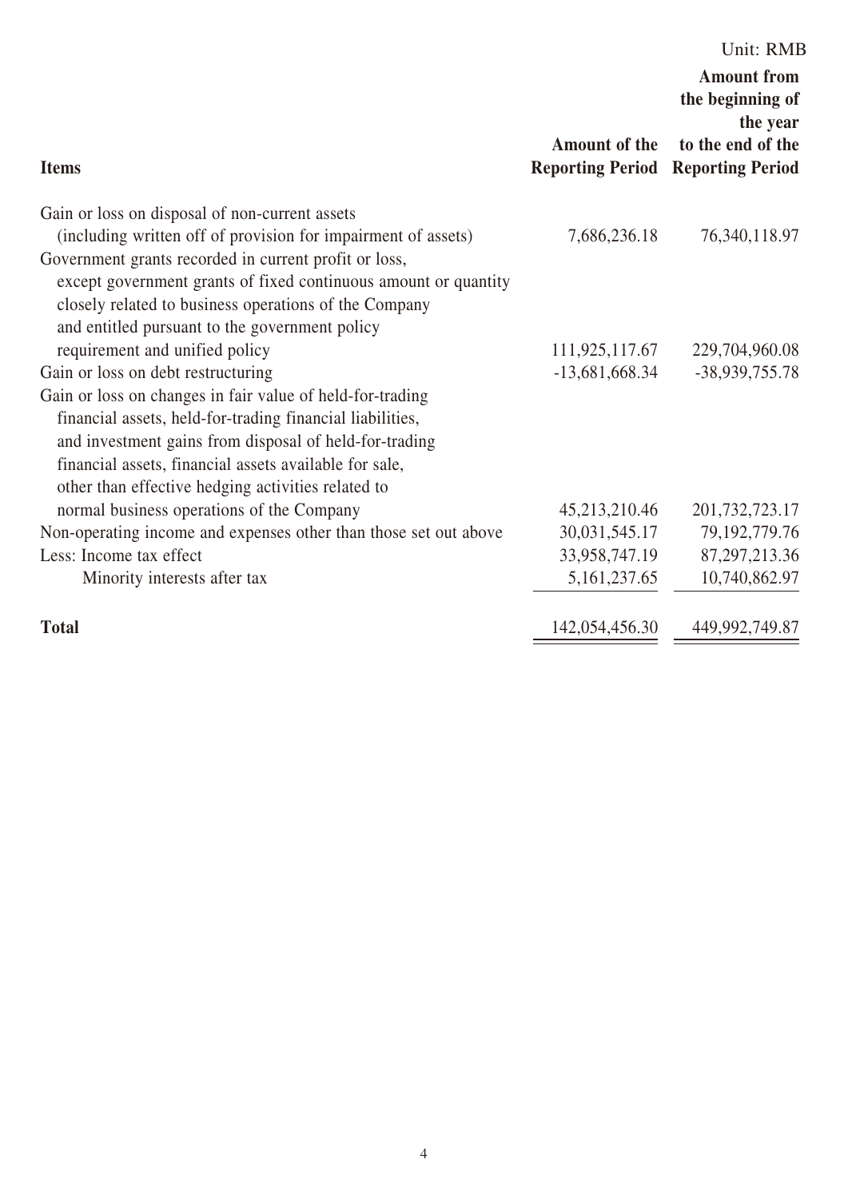Unit: RMB

| Items | Amount of the Reporting Period | Amount from the beginning of the year to the end of the Reporting Period |
|---|---|---|
| Gain or loss on disposal of non-current assets (including written off of provision for impairment of assets) | 7,686,236.18 | 76,340,118.97 |
| Government grants recorded in current profit or loss, except government grants of fixed continuous amount or quantity closely related to business operations of the Company and entitled pursuant to the government policy requirement and unified policy | 111,925,117.67 | 229,704,960.08 |
| Gain or loss on debt restructuring | -13,681,668.34 | -38,939,755.78 |
| Gain or loss on changes in fair value of held-for-trading financial assets, held-for-trading financial liabilities, and investment gains from disposal of held-for-trading financial assets, financial assets available for sale, other than effective hedging activities related to normal business operations of the Company | 45,213,210.46 | 201,732,723.17 |
| Non-operating income and expenses other than those set out above | 30,031,545.17 | 79,192,779.76 |
| Less: Income tax effect | 33,958,747.19 | 87,297,213.36 |
| Minority interests after tax | 5,161,237.65 | 10,740,862.97 |
| **Total** | 142,054,456.30 | 449,992,749.87 |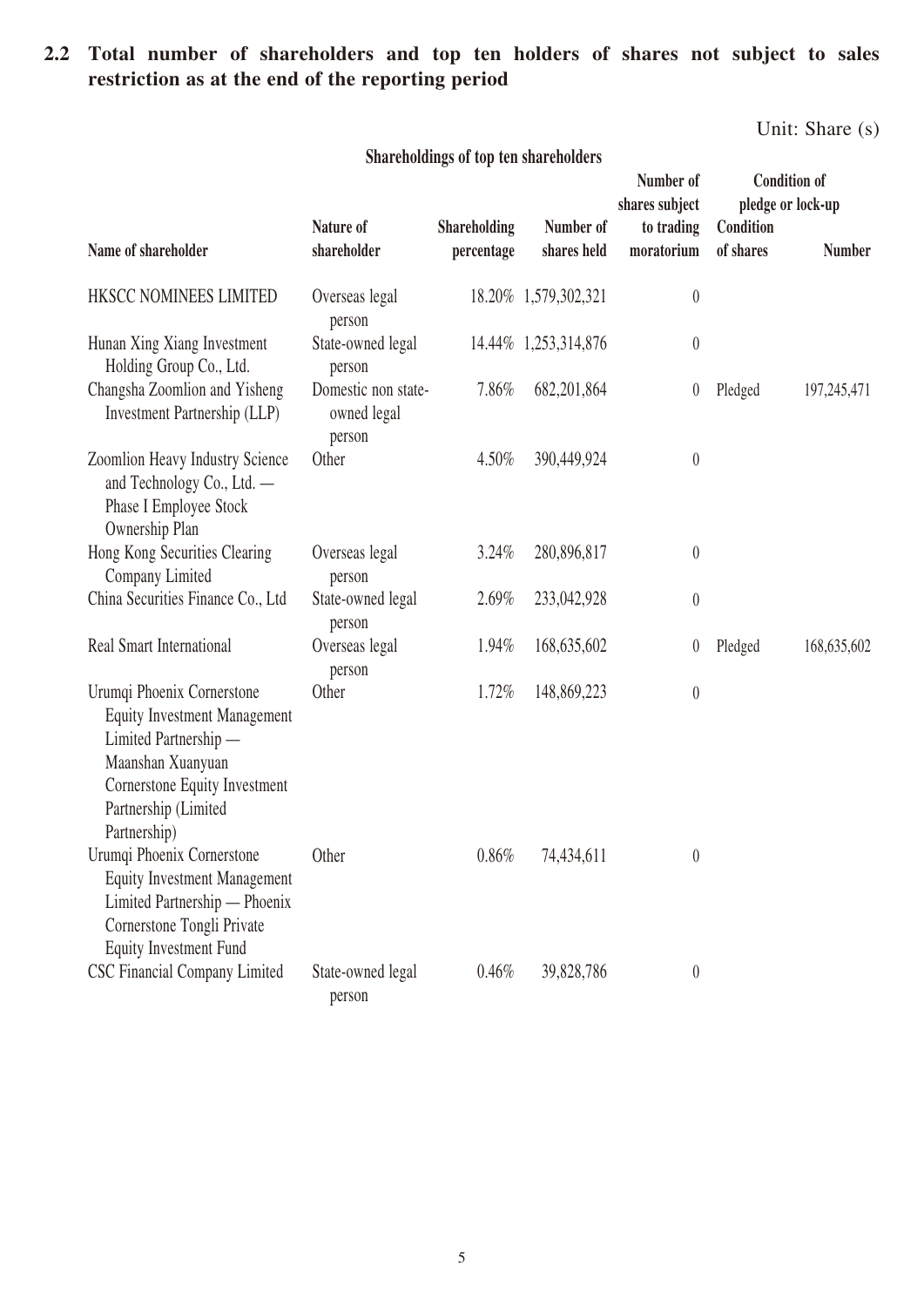## 2.2 Total number of shareholders and top ten holders of shares not subject to sales restriction as at the end of the reporting period

Unit: Share (s)

**Shareholdings of top ten shareholders**

| Name of shareholder | Nature of shareholder | Shareholding percentage | Number of shares held | Number of shares subject to trading moratorium | Condition of pledge or lock-up | |
|---|---|---|---|---|---|---|
| | | | | | Condition of shares | Number |
| HKSCC NOMINEES LIMITED | Overseas legal person | 18.20% | 1,579,302,321 | 0 | | |
| Hunan Xing Xiang Investment Holding Group Co., Ltd. | State-owned legal person | 14.44% | 1,253,314,876 | 0 | | |
| Changsha Zoomlion and Yisheng Investment Partnership (LLP) | Domestic non state-owned legal person | 7.86% | 682,201,864 | 0 | Pledged | 197,245,471 |
| Zoomlion Heavy Industry Science and Technology Co., Ltd. — Phase I Employee Stock Ownership Plan | Other | 4.50% | 390,449,924 | 0 | | |
| Hong Kong Securities Clearing Company Limited | Overseas legal person | 3.24% | 280,896,817 | 0 | | |
| China Securities Finance Co., Ltd | State-owned legal person | 2.69% | 233,042,928 | 0 | | |
| Real Smart International | Overseas legal person | 1.94% | 168,635,602 | 0 | Pledged | 168,635,602 |
| Urumqi Phoenix Cornerstone Equity Investment Management Limited Partnership — Maanshan Xuanyuan Cornerstone Equity Investment Partnership (Limited Partnership) | Other | 1.72% | 148,869,223 | 0 | | |
| Urumqi Phoenix Cornerstone Equity Investment Management Limited Partnership — Phoenix Cornerstone Tongli Private Equity Investment Fund | Other | 0.86% | 74,434,611 | 0 | | |
| CSC Financial Company Limited | State-owned legal person | 0.46% | 39,828,786 | 0 | | |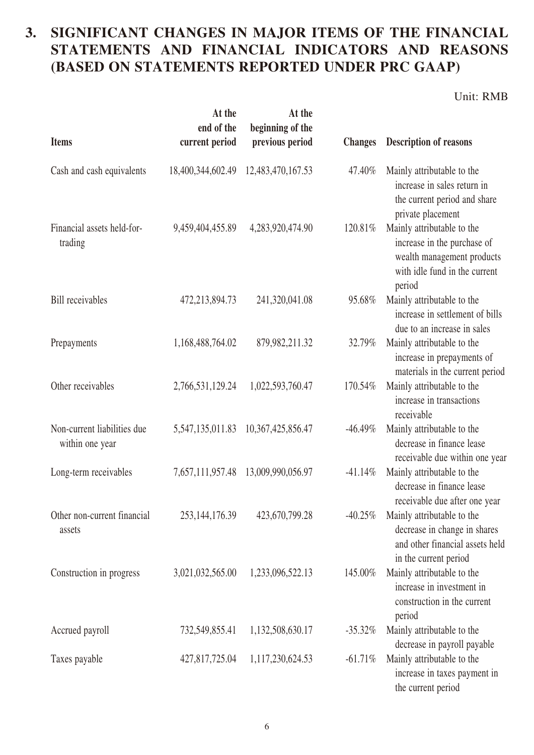## 3. SIGNIFICANT CHANGES IN MAJOR ITEMS OF THE FINANCIAL STATEMENTS AND FINANCIAL INDICATORS AND REASONS (BASED ON STATEMENTS REPORTED UNDER PRC GAAP)

Unit: RMB

| Items | At the end of the current period | At the beginning of the previous period | Changes | Description of reasons |
|---|---|---|---|---|
| Cash and cash equivalents | 18,400,344,602.49 | 12,483,470,167.53 | 47.40% | Mainly attributable to the increase in sales return in the current period and share private placement |
| Financial assets held-for-trading | 9,459,404,455.89 | 4,283,920,474.90 | 120.81% | Mainly attributable to the increase in the purchase of wealth management products with idle fund in the current period |
| Bill receivables | 472,213,894.73 | 241,320,041.08 | 95.68% | Mainly attributable to the increase in settlement of bills due to an increase in sales |
| Prepayments | 1,168,488,764.02 | 879,982,211.32 | 32.79% | Mainly attributable to the increase in prepayments of materials in the current period |
| Other receivables | 2,766,531,129.24 | 1,022,593,760.47 | 170.54% | Mainly attributable to the increase in transactions receivable |
| Non-current liabilities due within one year | 5,547,135,011.83 | 10,367,425,856.47 | -46.49% | Mainly attributable to the decrease in finance lease receivable due within one year |
| Long-term receivables | 7,657,111,957.48 | 13,009,990,056.97 | -41.14% | Mainly attributable to the decrease in finance lease receivable due after one year |
| Other non-current financial assets | 253,144,176.39 | 423,670,799.28 | -40.25% | Mainly attributable to the decrease in change in shares and other financial assets held in the current period |
| Construction in progress | 3,021,032,565.00 | 1,233,096,522.13 | 145.00% | Mainly attributable to the increase in investment in construction in the current period |
| Accrued payroll | 732,549,855.41 | 1,132,508,630.17 | -35.32% | Mainly attributable to the decrease in payroll payable |
| Taxes payable | 427,817,725.04 | 1,117,230,624.53 | -61.71% | Mainly attributable to the increase in taxes payment in the current period |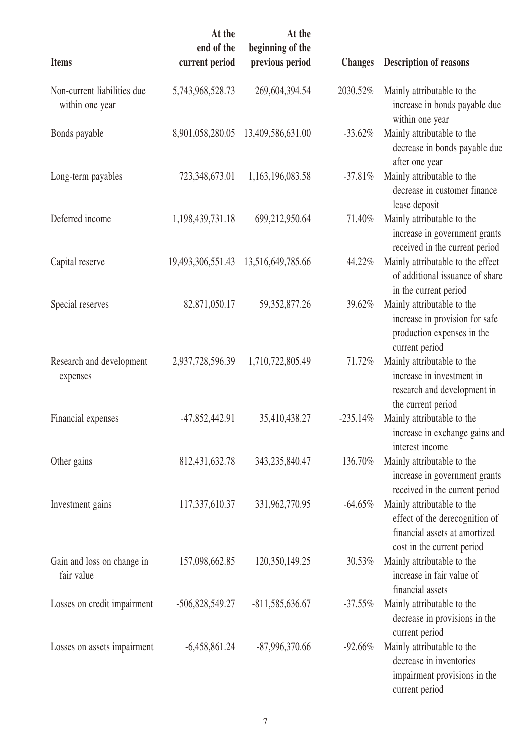| Items | At the end of the current period | At the beginning of the previous period | Changes | Description of reasons |
|---|---|---|---|---|
| Non-current liabilities due within one year | 5,743,968,528.73 | 269,604,394.54 | 2030.52% | Mainly attributable to the increase in bonds payable due within one year |
| Bonds payable | 8,901,058,280.05 | 13,409,586,631.00 | -33.62% | Mainly attributable to the decrease in bonds payable due after one year |
| Long-term payables | 723,348,673.01 | 1,163,196,083.58 | -37.81% | Mainly attributable to the decrease in customer finance lease deposit |
| Deferred income | 1,198,439,731.18 | 699,212,950.64 | 71.40% | Mainly attributable to the increase in government grants received in the current period |
| Capital reserve | 19,493,306,551.43 | 13,516,649,785.66 | 44.22% | Mainly attributable to the effect of additional issuance of share in the current period |
| Special reserves | 82,871,050.17 | 59,352,877.26 | 39.62% | Mainly attributable to the increase in provision for safe production expenses in the current period |
| Research and development expenses | 2,937,728,596.39 | 1,710,722,805.49 | 71.72% | Mainly attributable to the increase in investment in research and development in the current period |
| Financial expenses | -47,852,442.91 | 35,410,438.27 | -235.14% | Mainly attributable to the increase in exchange gains and interest income |
| Other gains | 812,431,632.78 | 343,235,840.47 | 136.70% | Mainly attributable to the increase in government grants received in the current period |
| Investment gains | 117,337,610.37 | 331,962,770.95 | -64.65% | Mainly attributable to the effect of the derecognition of financial assets at amortized cost in the current period |
| Gain and loss on change in fair value | 157,098,662.85 | 120,350,149.25 | 30.53% | Mainly attributable to the increase in fair value of financial assets |
| Losses on credit impairment | -506,828,549.27 | -811,585,636.67 | -37.55% | Mainly attributable to the decrease in provisions in the current period |
| Losses on assets impairment | -6,458,861.24 | -87,996,370.66 | -92.66% | Mainly attributable to the decrease in inventories impairment provisions in the current period |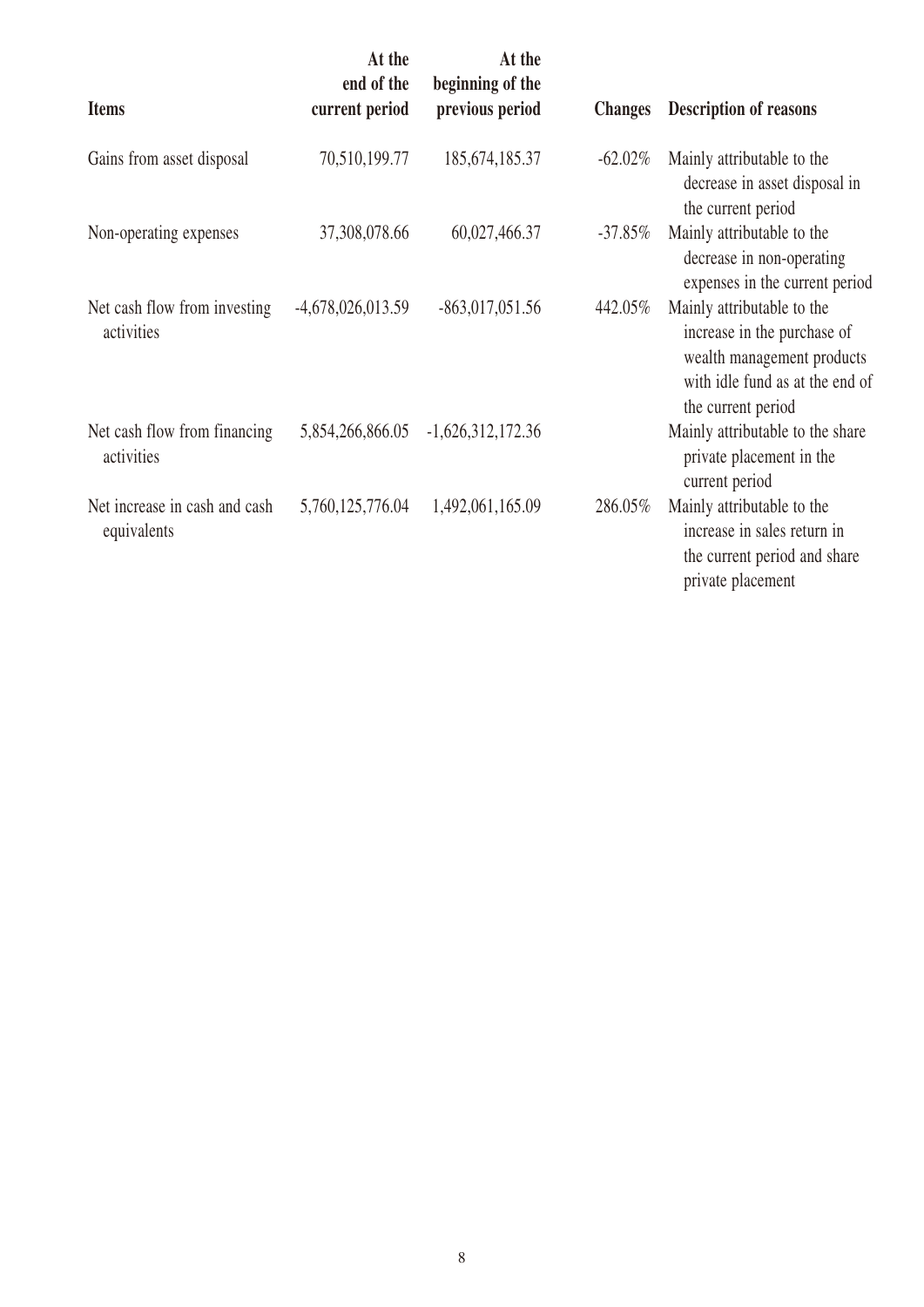| Items | At the end of the current period | At the beginning of the previous period | Changes | Description of reasons |
|---|---|---|---|---|
| Gains from asset disposal | 70,510,199.77 | 185,674,185.37 | -62.02% | Mainly attributable to the decrease in asset disposal in the current period |
| Non-operating expenses | 37,308,078.66 | 60,027,466.37 | -37.85% | Mainly attributable to the decrease in non-operating expenses in the current period |
| Net cash flow from investing activities | -4,678,026,013.59 | -863,017,051.56 | 442.05% | Mainly attributable to the increase in the purchase of wealth management products with idle fund as at the end of the current period |
| Net cash flow from financing activities | 5,854,266,866.05 | -1,626,312,172.36 | | Mainly attributable to the share private placement in the current period |
| Net increase in cash and cash equivalents | 5,760,125,776.04 | 1,492,061,165.09 | 286.05% | Mainly attributable to the increase in sales return in the current period and share private placement |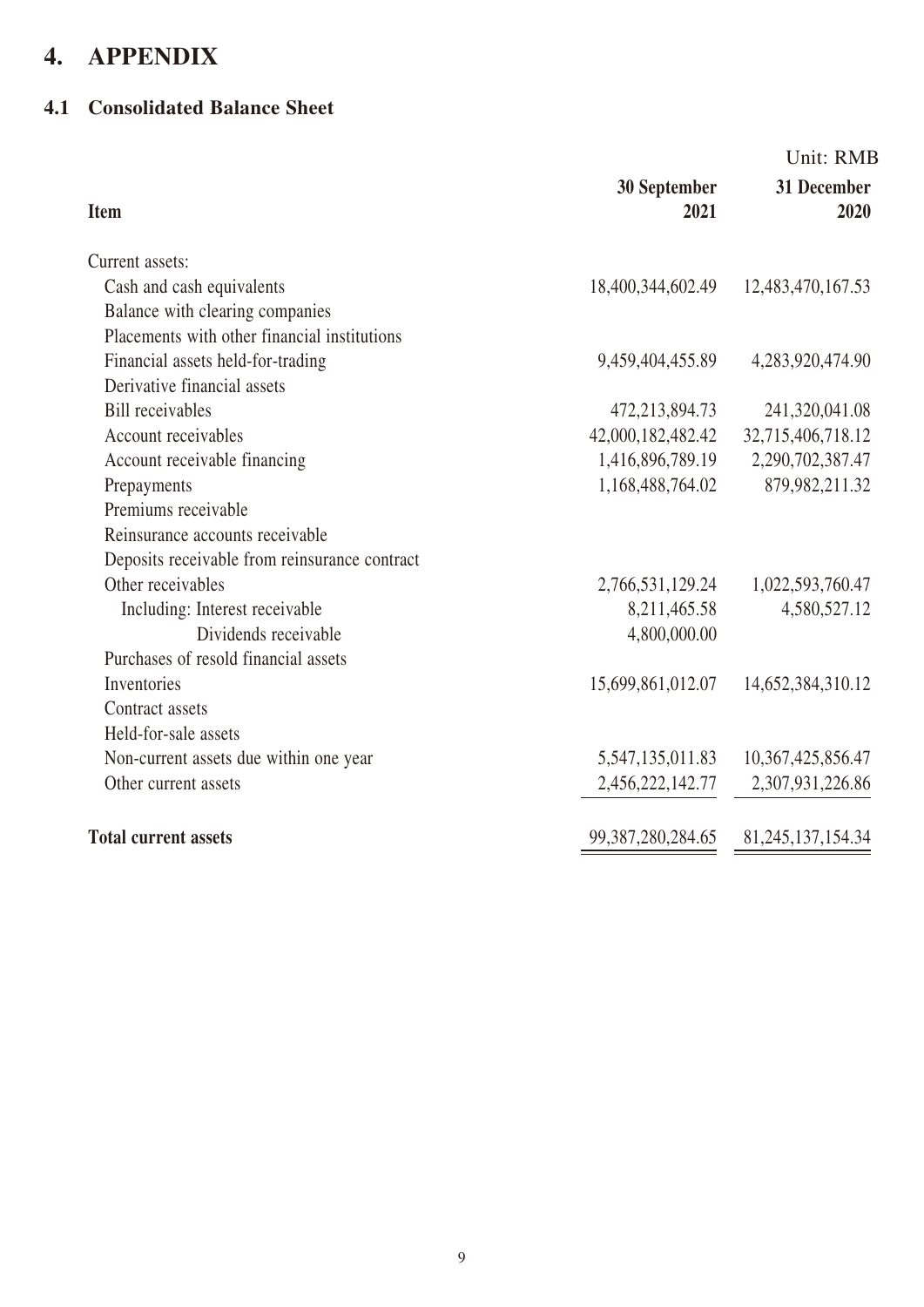# 4. APPENDIX

## 4.1 Consolidated Balance Sheet

Unit: RMB

| Item | 30 September 2021 | 31 December 2020 |
|---|---|---|
| Current assets: | | |
| Cash and cash equivalents | 18,400,344,602.49 | 12,483,470,167.53 |
| Balance with clearing companies | | |
| Placements with other financial institutions | | |
| Financial assets held-for-trading | 9,459,404,455.89 | 4,283,920,474.90 |
| Derivative financial assets | | |
| Bill receivables | 472,213,894.73 | 241,320,041.08 |
| Account receivables | 42,000,182,482.42 | 32,715,406,718.12 |
| Account receivable financing | 1,416,896,789.19 | 2,290,702,387.47 |
| Prepayments | 1,168,488,764.02 | 879,982,211.32 |
| Premiums receivable | | |
| Reinsurance accounts receivable | | |
| Deposits receivable from reinsurance contract | | |
| Other receivables | 2,766,531,129.24 | 1,022,593,760.47 |
| Including: Interest receivable | 8,211,465.58 | 4,580,527.12 |
| Dividends receivable | 4,800,000.00 | |
| Purchases of resold financial assets | | |
| Inventories | 15,699,861,012.07 | 14,652,384,310.12 |
| Contract assets | | |
| Held-for-sale assets | | |
| Non-current assets due within one year | 5,547,135,011.83 | 10,367,425,856.47 |
| Other current assets | 2,456,222,142.77 | 2,307,931,226.86 |
| **Total current assets** | 99,387,280,284.65 | 81,245,137,154.34 |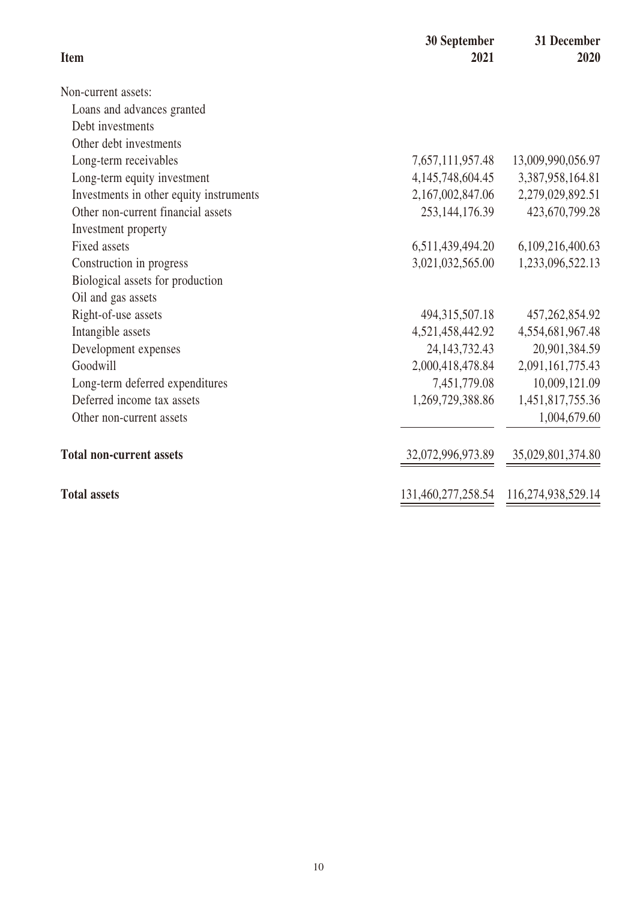| Item | 30 September 2021 | 31 December 2020 |
|---|---|---|
| Non-current assets: | | |
| Loans and advances granted | | |
| Debt investments | | |
| Other debt investments | | |
| Long-term receivables | 7,657,111,957.48 | 13,009,990,056.97 |
| Long-term equity investment | 4,145,748,604.45 | 3,387,958,164.81 |
| Investments in other equity instruments | 2,167,002,847.06 | 2,279,029,892.51 |
| Other non-current financial assets | 253,144,176.39 | 423,670,799.28 |
| Investment property | | |
| Fixed assets | 6,511,439,494.20 | 6,109,216,400.63 |
| Construction in progress | 3,021,032,565.00 | 1,233,096,522.13 |
| Biological assets for production | | |
| Oil and gas assets | | |
| Right-of-use assets | 494,315,507.18 | 457,262,854.92 |
| Intangible assets | 4,521,458,442.92 | 4,554,681,967.48 |
| Development expenses | 24,143,732.43 | 20,901,384.59 |
| Goodwill | 2,000,418,478.84 | 2,091,161,775.43 |
| Long-term deferred expenditures | 7,451,779.08 | 10,009,121.09 |
| Deferred income tax assets | 1,269,729,388.86 | 1,451,817,755.36 |
| Other non-current assets | | 1,004,679.60 |
| **Total non-current assets** | 32,072,996,973.89 | 35,029,801,374.80 |
| **Total assets** | 131,460,277,258.54 | 116,274,938,529.14 |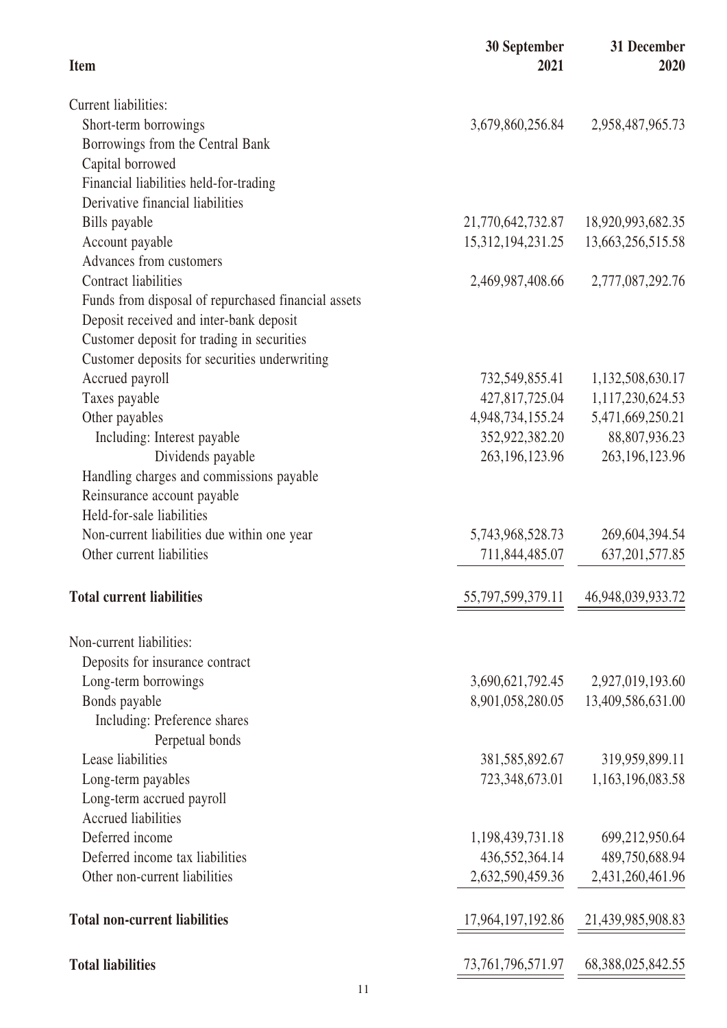| Item | 30 September 2021 | 31 December 2020 |
|---|---|---|
| Current liabilities: | | |
| Short-term borrowings | 3,679,860,256.84 | 2,958,487,965.73 |
| Borrowings from the Central Bank | | |
| Capital borrowed | | |
| Financial liabilities held-for-trading | | |
| Derivative financial liabilities | | |
| Bills payable | 21,770,642,732.87 | 18,920,993,682.35 |
| Account payable | 15,312,194,231.25 | 13,663,256,515.58 |
| Advances from customers | | |
| Contract liabilities | 2,469,987,408.66 | 2,777,087,292.76 |
| Funds from disposal of repurchased financial assets | | |
| Deposit received and inter-bank deposit | | |
| Customer deposit for trading in securities | | |
| Customer deposits for securities underwriting | | |
| Accrued payroll | 732,549,855.41 | 1,132,508,630.17 |
| Taxes payable | 427,817,725.04 | 1,117,230,624.53 |
| Other payables | 4,948,734,155.24 | 5,471,669,250.21 |
| Including: Interest payable | 352,922,382.20 | 88,807,936.23 |
| Dividends payable | 263,196,123.96 | 263,196,123.96 |
| Handling charges and commissions payable | | |
| Reinsurance account payable | | |
| Held-for-sale liabilities | | |
| Non-current liabilities due within one year | 5,743,968,528.73 | 269,604,394.54 |
| Other current liabilities | 711,844,485.07 | 637,201,577.85 |
| **Total current liabilities** | 55,797,599,379.11 | 46,948,039,933.72 |
| Non-current liabilities: | | |
| Deposits for insurance contract | | |
| Long-term borrowings | 3,690,621,792.45 | 2,927,019,193.60 |
| Bonds payable | 8,901,058,280.05 | 13,409,586,631.00 |
| Including: Preference shares | | |
| Perpetual bonds | | |
| Lease liabilities | 381,585,892.67 | 319,959,899.11 |
| Long-term payables | 723,348,673.01 | 1,163,196,083.58 |
| Long-term accrued payroll | | |
| Accrued liabilities | | |
| Deferred income | 1,198,439,731.18 | 699,212,950.64 |
| Deferred income tax liabilities | 436,552,364.14 | 489,750,688.94 |
| Other non-current liabilities | 2,632,590,459.36 | 2,431,260,461.96 |
| **Total non-current liabilities** | 17,964,197,192.86 | 21,439,985,908.83 |
| **Total liabilities** | 73,761,796,571.97 | 68,388,025,842.55 |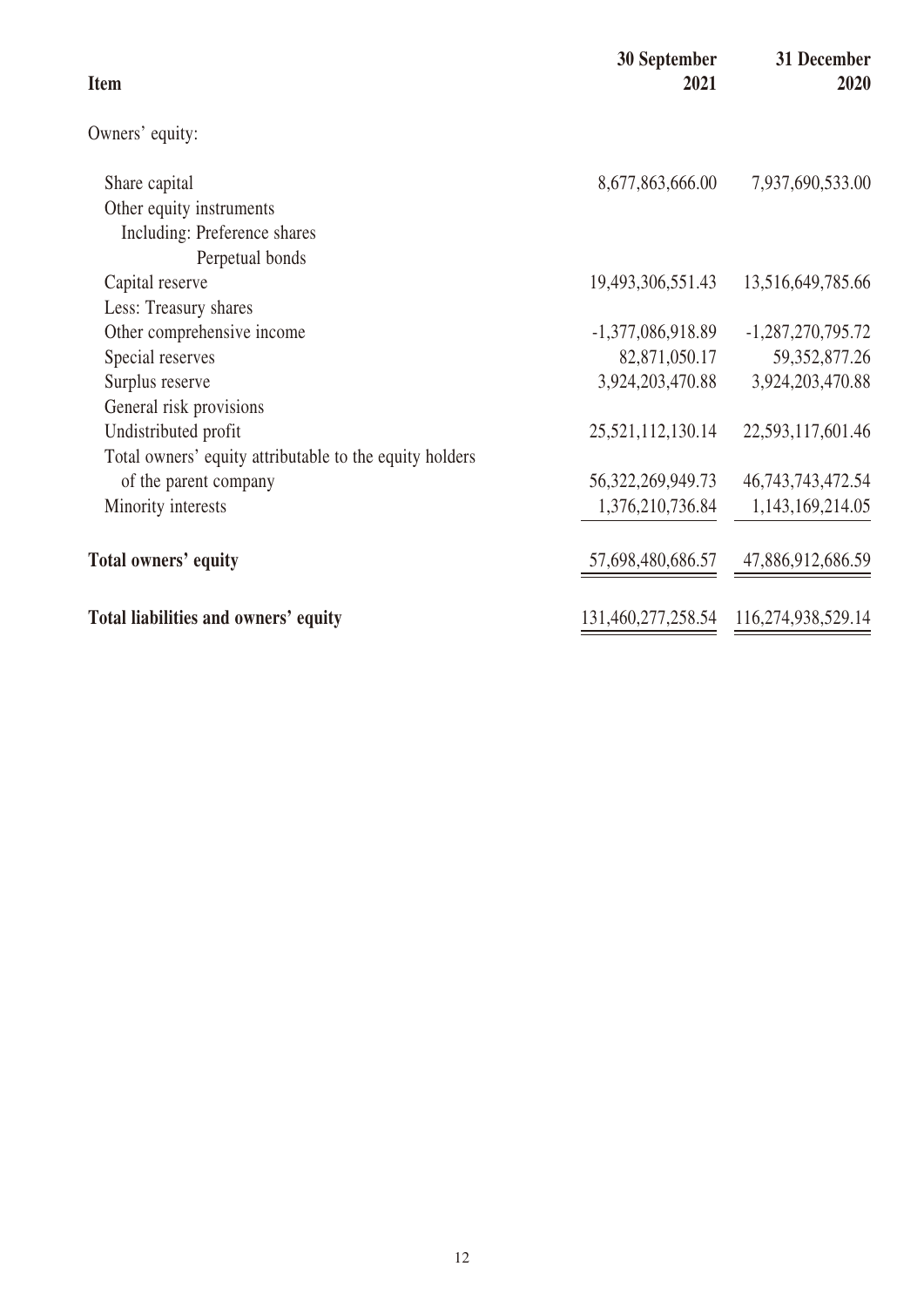| Item | 30 September 2021 | 31 December 2020 |
|---|---|---|
| Owners' equity: | | |
| Share capital | 8,677,863,666.00 | 7,937,690,533.00 |
| Other equity instruments | | |
| Including: Preference shares | | |
| Perpetual bonds | | |
| Capital reserve | 19,493,306,551.43 | 13,516,649,785.66 |
| Less: Treasury shares | | |
| Other comprehensive income | -1,377,086,918.89 | -1,287,270,795.72 |
| Special reserves | 82,871,050.17 | 59,352,877.26 |
| Surplus reserve | 3,924,203,470.88 | 3,924,203,470.88 |
| General risk provisions | | |
| Undistributed profit | 25,521,112,130.14 | 22,593,117,601.46 |
| Total owners' equity attributable to the equity holders of the parent company | 56,322,269,949.73 | 46,743,743,472.54 |
| Minority interests | 1,376,210,736.84 | 1,143,169,214.05 |
| **Total owners' equity** | 57,698,480,686.57 | 47,886,912,686.59 |
| **Total liabilities and owners' equity** | 131,460,277,258.54 | 116,274,938,529.14 |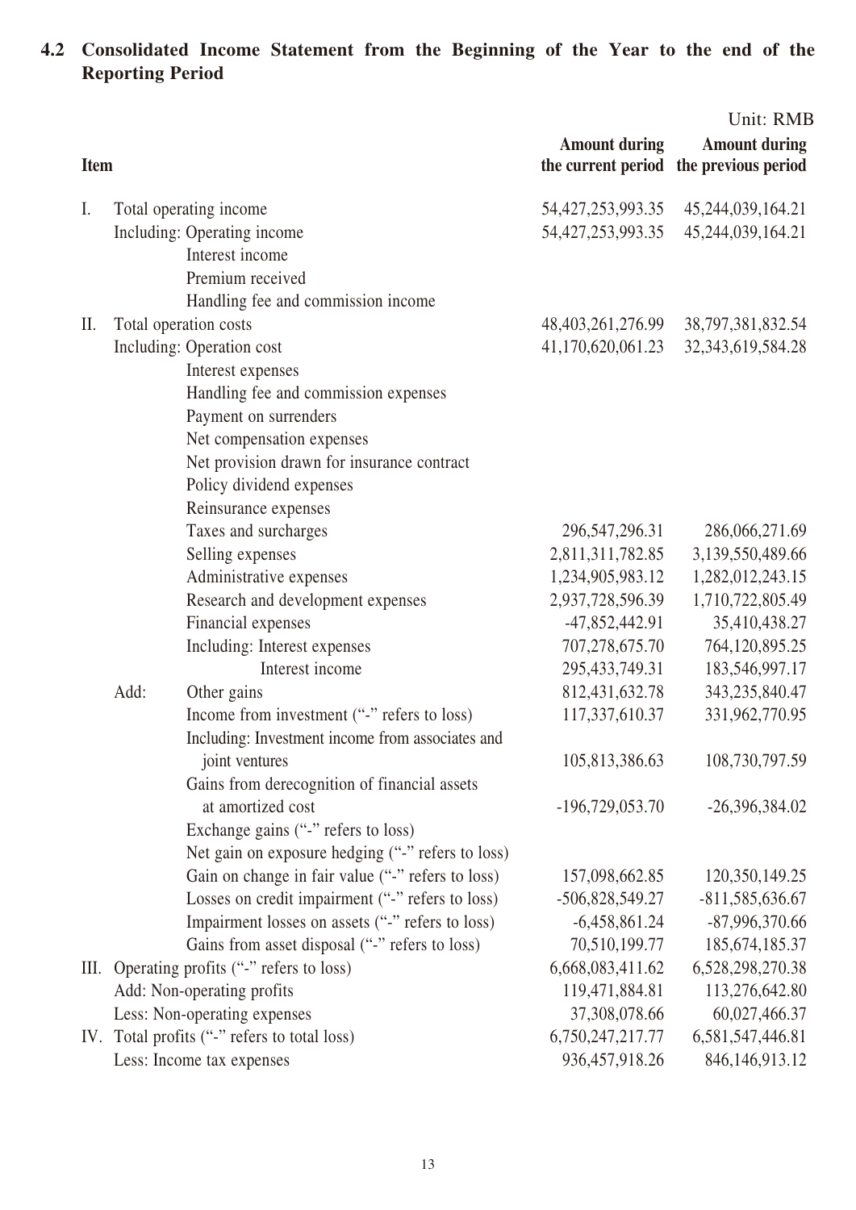## 4.2 Consolidated Income Statement from the Beginning of the Year to the end of the Reporting Period

Unit: RMB

| Item | Amount during the current period | Amount during the previous period |
|---|---|---|
| I. Total operating income | 54,427,253,993.35 | 45,244,039,164.21 |
| Including: Operating income | 54,427,253,993.35 | 45,244,039,164.21 |
| Interest income | | |
| Premium received | | |
| Handling fee and commission income | | |
| II. Total operation costs | 48,403,261,276.99 | 38,797,381,832.54 |
| Including: Operation cost | 41,170,620,061.23 | 32,343,619,584.28 |
| Interest expenses | | |
| Handling fee and commission expenses | | |
| Payment on surrenders | | |
| Net compensation expenses | | |
| Net provision drawn for insurance contract | | |
| Policy dividend expenses | | |
| Reinsurance expenses | | |
| Taxes and surcharges | 296,547,296.31 | 286,066,271.69 |
| Selling expenses | 2,811,311,782.85 | 3,139,550,489.66 |
| Administrative expenses | 1,234,905,983.12 | 1,282,012,243.15 |
| Research and development expenses | 2,937,728,596.39 | 1,710,722,805.49 |
| Financial expenses | -47,852,442.91 | 35,410,438.27 |
| Including: Interest expenses | 707,278,675.70 | 764,120,895.25 |
| Interest income | 295,433,749.31 | 183,546,997.17 |
| Add: Other gains | 812,431,632.78 | 343,235,840.47 |
| Income from investment ("-" refers to loss) | 117,337,610.37 | 331,962,770.95 |
| Including: Investment income from associates and joint ventures | 105,813,386.63 | 108,730,797.59 |
| Gains from derecognition of financial assets at amortized cost | -196,729,053.70 | -26,396,384.02 |
| Exchange gains ("-" refers to loss) | | |
| Net gain on exposure hedging ("-" refers to loss) | | |
| Gain on change in fair value ("-" refers to loss) | 157,098,662.85 | 120,350,149.25 |
| Losses on credit impairment ("-" refers to loss) | -506,828,549.27 | -811,585,636.67 |
| Impairment losses on assets ("-" refers to loss) | -6,458,861.24 | -87,996,370.66 |
| Gains from asset disposal ("-" refers to loss) | 70,510,199.77 | 185,674,185.37 |
| III. Operating profits ("-" refers to loss) | 6,668,083,411.62 | 6,528,298,270.38 |
| Add: Non-operating profits | 119,471,884.81 | 113,276,642.80 |
| Less: Non-operating expenses | 37,308,078.66 | 60,027,466.37 |
| IV. Total profits ("-" refers to total loss) | 6,750,247,217.77 | 6,581,547,446.81 |
| Less: Income tax expenses | 936,457,918.26 | 846,146,913.12 |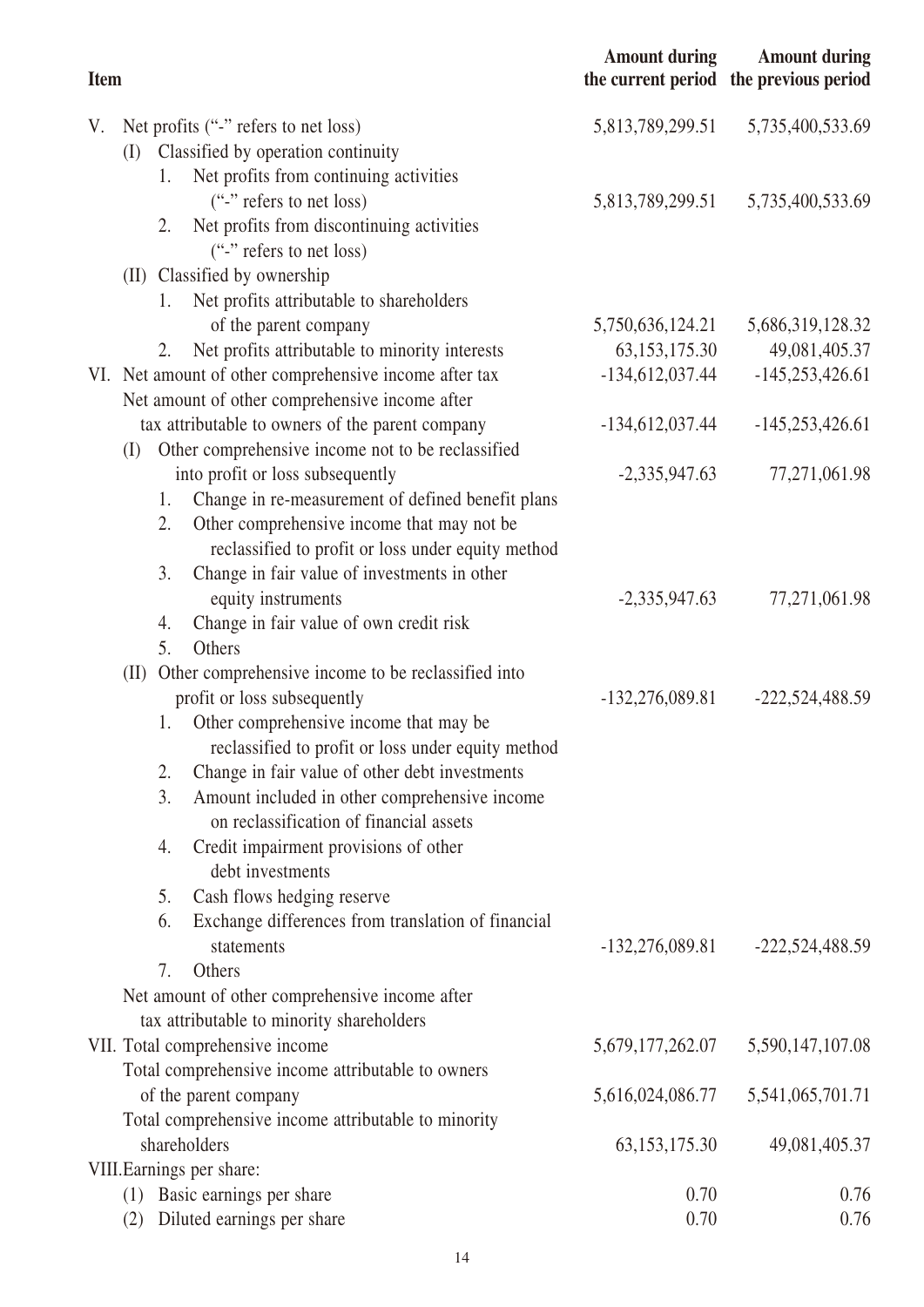| Item | Amount during the current period | Amount during the previous period |
|---|---|---|
| V. Net profits ("-" refers to net loss) | 5,813,789,299.51 | 5,735,400,533.69 |
| (I) Classified by operation continuity | | |
| 1. Net profits from continuing activities ("-" refers to net loss) | 5,813,789,299.51 | 5,735,400,533.69 |
| 2. Net profits from discontinuing activities ("-" refers to net loss) | | |
| (II) Classified by ownership | | |
| 1. Net profits attributable to shareholders of the parent company | 5,750,636,124.21 | 5,686,319,128.32 |
| 2. Net profits attributable to minority interests | 63,153,175.30 | 49,081,405.37 |
| VI. Net amount of other comprehensive income after tax | -134,612,037.44 | -145,253,426.61 |
| Net amount of other comprehensive income after tax attributable to owners of the parent company | -134,612,037.44 | -145,253,426.61 |
| (I) Other comprehensive income not to be reclassified into profit or loss subsequently | -2,335,947.63 | 77,271,061.98 |
| 1. Change in re-measurement of defined benefit plans | | |
| 2. Other comprehensive income that may not be reclassified to profit or loss under equity method | | |
| 3. Change in fair value of investments in other equity instruments | -2,335,947.63 | 77,271,061.98 |
| 4. Change in fair value of own credit risk | | |
| 5. Others | | |
| (II) Other comprehensive income to be reclassified into profit or loss subsequently | -132,276,089.81 | -222,524,488.59 |
| 1. Other comprehensive income that may be reclassified to profit or loss under equity method | | |
| 2. Change in fair value of other debt investments | | |
| 3. Amount included in other comprehensive income on reclassification of financial assets | | |
| 4. Credit impairment provisions of other debt investments | | |
| 5. Cash flows hedging reserve | | |
| 6. Exchange differences from translation of financial statements | -132,276,089.81 | -222,524,488.59 |
| 7. Others | | |
| Net amount of other comprehensive income after tax attributable to minority shareholders | | |
| VII. Total comprehensive income | 5,679,177,262.07 | 5,590,147,107.08 |
| Total comprehensive income attributable to owners of the parent company | 5,616,024,086.77 | 5,541,065,701.71 |
| Total comprehensive income attributable to minority shareholders | 63,153,175.30 | 49,081,405.37 |
| VIII. Earnings per share: | | |
| (1) Basic earnings per share | 0.70 | 0.76 |
| (2) Diluted earnings per share | 0.70 | 0.76 |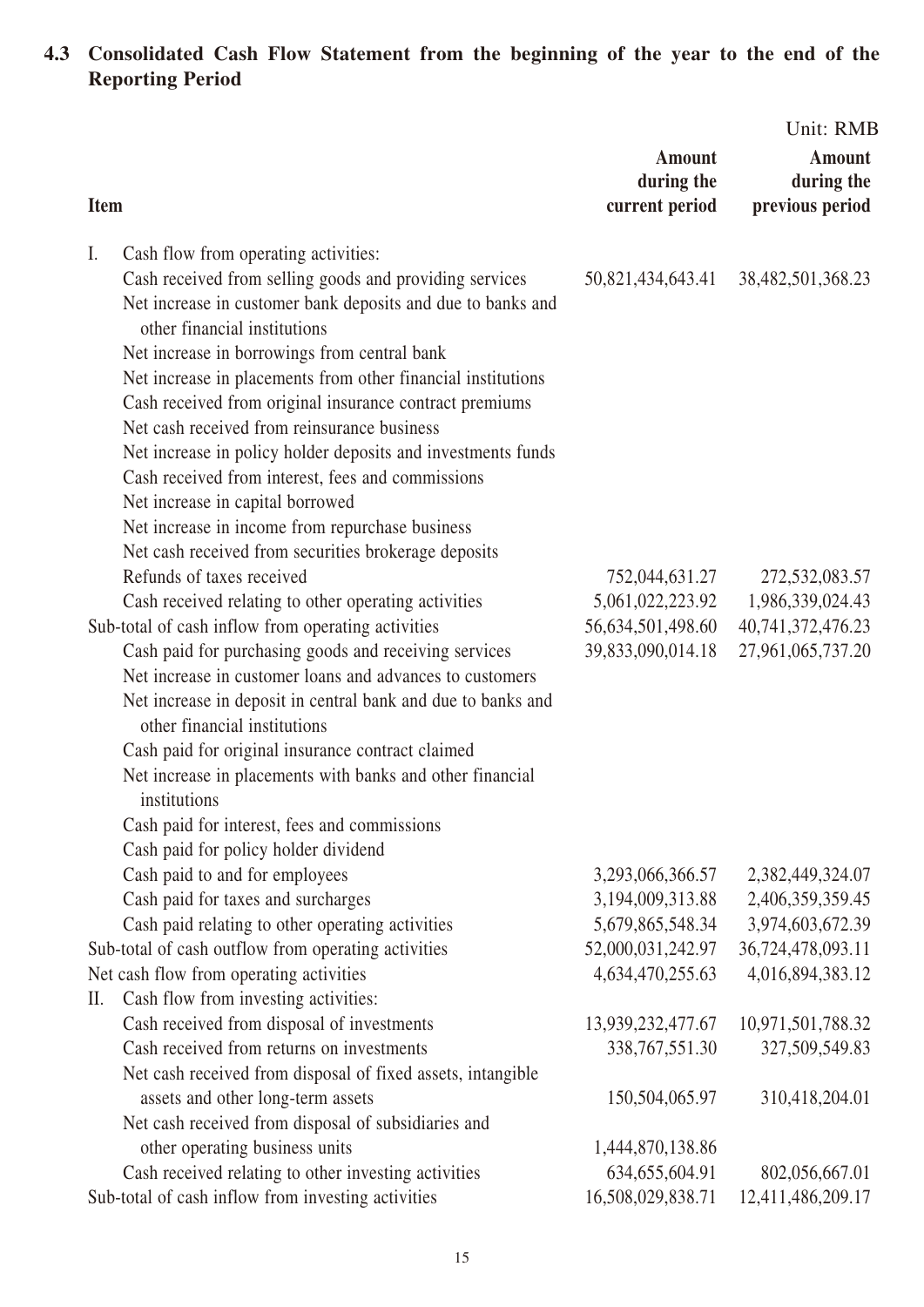## 4.3 Consolidated Cash Flow Statement from the beginning of the year to the end of the Reporting Period

Unit: RMB

| Item | Amount during the current period | Amount during the previous period |
|---|---|---|
| I. Cash flow from operating activities: | | |
| Cash received from selling goods and providing services | 50,821,434,643.41 | 38,482,501,368.23 |
| Net increase in customer bank deposits and due to banks and other financial institutions | | |
| Net increase in borrowings from central bank | | |
| Net increase in placements from other financial institutions | | |
| Cash received from original insurance contract premiums | | |
| Net cash received from reinsurance business | | |
| Net increase in policy holder deposits and investments funds | | |
| Cash received from interest, fees and commissions | | |
| Net increase in capital borrowed | | |
| Net increase in income from repurchase business | | |
| Net cash received from securities brokerage deposits | | |
| Refunds of taxes received | 752,044,631.27 | 272,532,083.57 |
| Cash received relating to other operating activities | 5,061,022,223.92 | 1,986,339,024.43 |
| Sub-total of cash inflow from operating activities | 56,634,501,498.60 | 40,741,372,476.23 |
| Cash paid for purchasing goods and receiving services | 39,833,090,014.18 | 27,961,065,737.20 |
| Net increase in customer loans and advances to customers | | |
| Net increase in deposit in central bank and due to banks and other financial institutions | | |
| Cash paid for original insurance contract claimed | | |
| Net increase in placements with banks and other financial institutions | | |
| Cash paid for interest, fees and commissions | | |
| Cash paid for policy holder dividend | | |
| Cash paid to and for employees | 3,293,066,366.57 | 2,382,449,324.07 |
| Cash paid for taxes and surcharges | 3,194,009,313.88 | 2,406,359,359.45 |
| Cash paid relating to other operating activities | 5,679,865,548.34 | 3,974,603,672.39 |
| Sub-total of cash outflow from operating activities | 52,000,031,242.97 | 36,724,478,093.11 |
| Net cash flow from operating activities | 4,634,470,255.63 | 4,016,894,383.12 |
| II. Cash flow from investing activities: | | |
| Cash received from disposal of investments | 13,939,232,477.67 | 10,971,501,788.32 |
| Cash received from returns on investments | 338,767,551.30 | 327,509,549.83 |
| Net cash received from disposal of fixed assets, intangible assets and other long-term assets | 150,504,065.97 | 310,418,204.01 |
| Net cash received from disposal of subsidiaries and other operating business units | 1,444,870,138.86 | |
| Cash received relating to other investing activities | 634,655,604.91 | 802,056,667.01 |
| Sub-total of cash inflow from investing activities | 16,508,029,838.71 | 12,411,486,209.17 |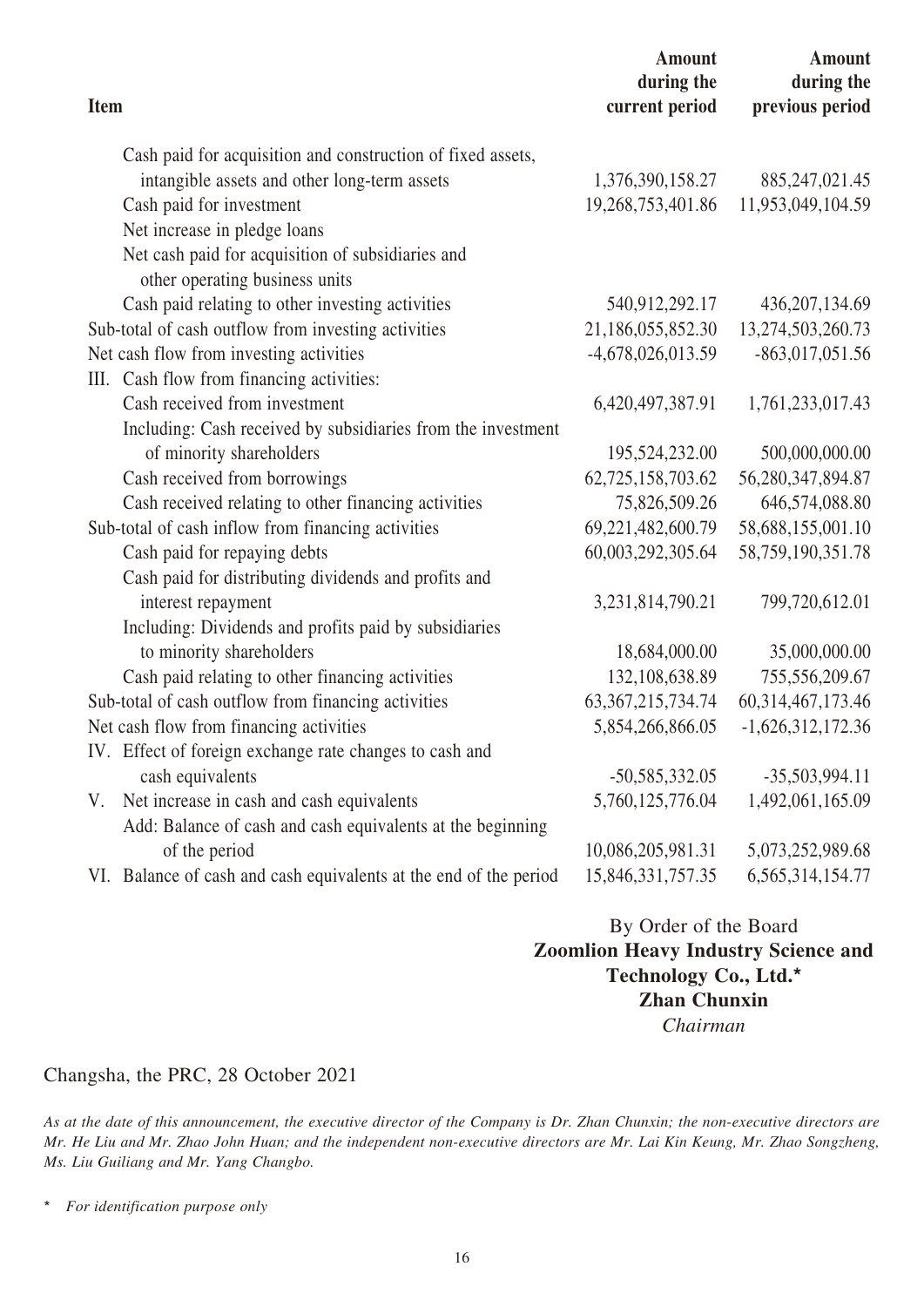| Item | Amount during the current period | Amount during the previous period |
|---|---|---|
| Cash paid for acquisition and construction of fixed assets, intangible assets and other long-term assets | 1,376,390,158.27 | 885,247,021.45 |
| Cash paid for investment | 19,268,753,401.86 | 11,953,049,104.59 |
| Net increase in pledge loans | | |
| Net cash paid for acquisition of subsidiaries and other operating business units | | |
| Cash paid relating to other investing activities | 540,912,292.17 | 436,207,134.69 |
| Sub-total of cash outflow from investing activities | 21,186,055,852.30 | 13,274,503,260.73 |
| Net cash flow from investing activities | -4,678,026,013.59 | -863,017,051.56 |
| III. Cash flow from financing activities: | | |
| Cash received from investment | 6,420,497,387.91 | 1,761,233,017.43 |
| Including: Cash received by subsidiaries from the investment of minority shareholders | 195,524,232.00 | 500,000,000.00 |
| Cash received from borrowings | 62,725,158,703.62 | 56,280,347,894.87 |
| Cash received relating to other financing activities | 75,826,509.26 | 646,574,088.80 |
| Sub-total of cash inflow from financing activities | 69,221,482,600.79 | 58,688,155,001.10 |
| Cash paid for repaying debts | 60,003,292,305.64 | 58,759,190,351.78 |
| Cash paid for distributing dividends and profits and interest repayment | 3,231,814,790.21 | 799,720,612.01 |
| Including: Dividends and profits paid by subsidiaries to minority shareholders | 18,684,000.00 | 35,000,000.00 |
| Cash paid relating to other financing activities | 132,108,638.89 | 755,556,209.67 |
| Sub-total of cash outflow from financing activities | 63,367,215,734.74 | 60,314,467,173.46 |
| Net cash flow from financing activities | 5,854,266,866.05 | -1,626,312,172.36 |
| IV. Effect of foreign exchange rate changes to cash and cash equivalents | -50,585,332.05 | -35,503,994.11 |
| V. Net increase in cash and cash equivalents | 5,760,125,776.04 | 1,492,061,165.09 |
| Add: Balance of cash and cash equivalents at the beginning of the period | 10,086,205,981.31 | 5,073,252,989.68 |
| VI. Balance of cash and cash equivalents at the end of the period | 15,846,331,757.35 | 6,565,314,154.77 |

By Order of the Board
**Zoomlion Heavy Industry Science and Technology Co., Ltd.***
**Zhan Chunxin**
*Chairman*

Changsha, the PRC, 28 October 2021

*As at the date of this announcement, the executive director of the Company is Dr. Zhan Chunxin; the non-executive directors are Mr. He Liu and Mr. Zhao John Huan; and the independent non-executive directors are Mr. Lai Kin Keung, Mr. Zhao Songzheng, Ms. Liu Guiliang and Mr. Yang Changbo.*

\* *For identification purpose only*